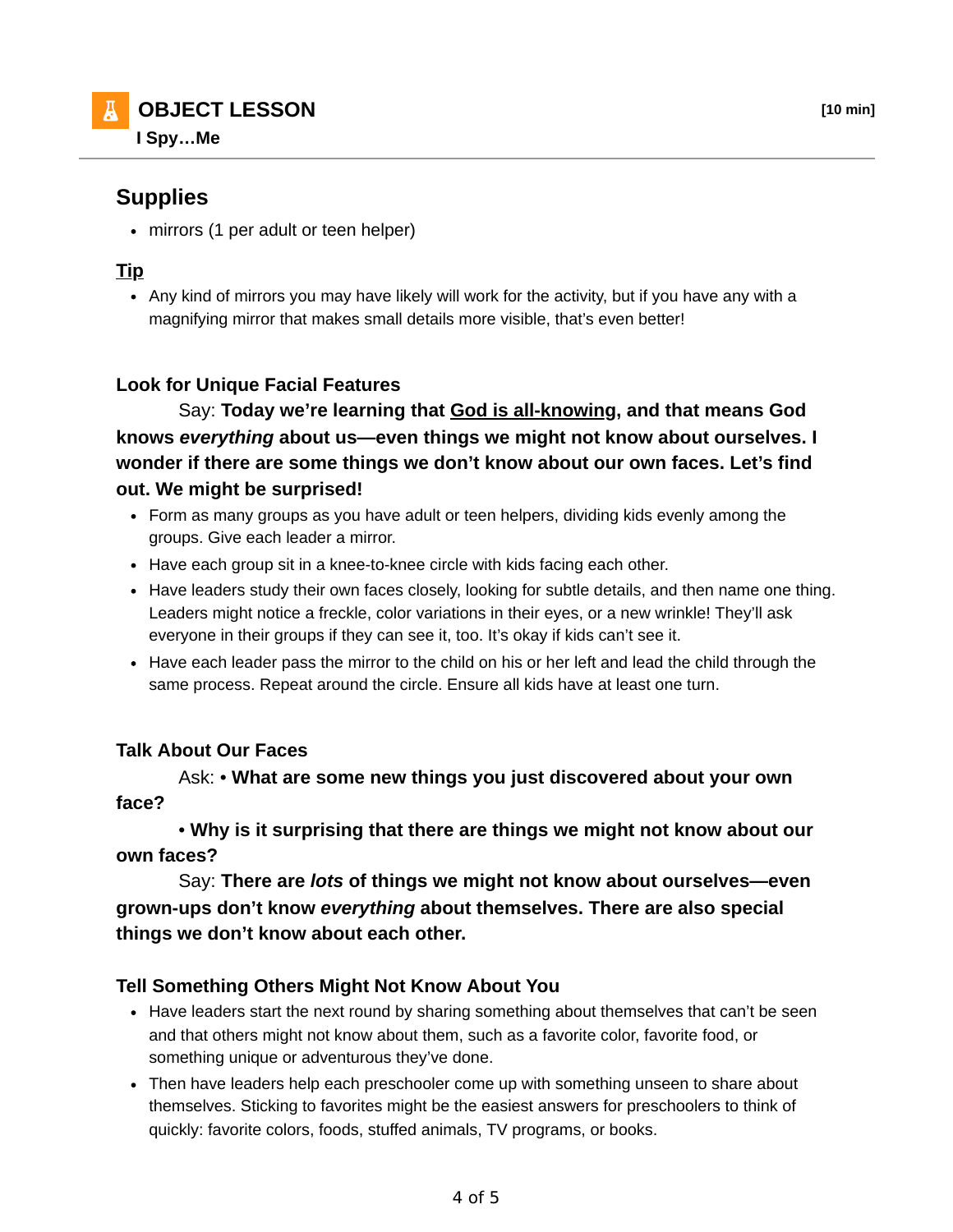# OBJECT LESSON

**I Spy…Me**

**[10 min]**

## Supplies

- mirrors (1 per adult or teen helper)

### Tip

- Any kind of mirrors you may have likely will work for the activity, but if you have any with a magnifying mirror that makes small details more visible, that's even better!

### Look for Unique Facial Features

Say: **Today we're learning that God is all-knowing, and that means God knows *everything* about us—even things we might not know about ourselves. I wonder if there are some things we don't know about our own faces. Let's find out. We might be surprised!**

- Form as many groups as you have adult or teen helpers, dividing kids evenly among the groups. Give each leader a mirror.
- Have each group sit in a knee-to-knee circle with kids facing each other.
- Have leaders study their own faces closely, looking for subtle details, and then name one thing. Leaders might notice a freckle, color variations in their eyes, or a new wrinkle! They'll ask everyone in their groups if they can see it, too. It's okay if kids can't see it.
- Have each leader pass the mirror to the child on his or her left and lead the child through the same process. Repeat around the circle. Ensure all kids have at least one turn.

### Talk About Our Faces

Ask: • **What are some new things you just discovered about your own face?**

• **Why is it surprising that there are things we might not know about our own faces?**

Say: **There are *lots* of things we might not know about ourselves—even grown-ups don't know *everything* about themselves. There are also special things we don't know about each other.**

### Tell Something Others Might Not Know About You

- Have leaders start the next round by sharing something about themselves that can't be seen and that others might not know about them, such as a favorite color, favorite food, or something unique or adventurous they've done.
- Then have leaders help each preschooler come up with something unseen to share about themselves. Sticking to favorites might be the easiest answers for preschoolers to think of quickly: favorite colors, foods, stuffed animals, TV programs, or books.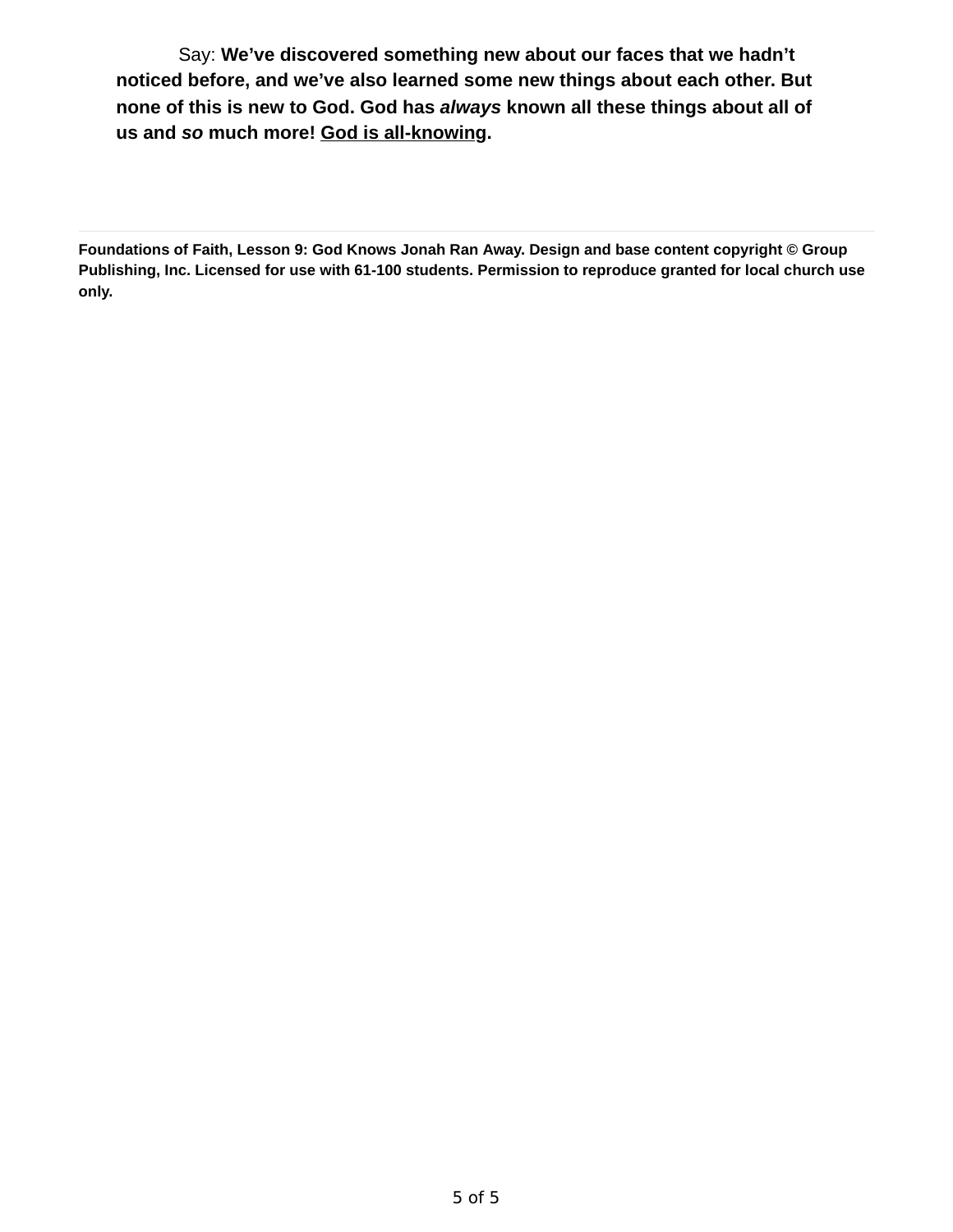Say: **We've discovered something new about our faces that we hadn't noticed before, and we've also learned some new things about each other. But none of this is new to God. God has *always* known all these things about all of us and *so* much more! <u>God is all-knowing</u>.**

---

**Foundations of Faith, Lesson 9: God Knows Jonah Ran Away. Design and base content copyright © Group Publishing, Inc. Licensed for use with 61-100 students. Permission to reproduce granted for local church use only.**